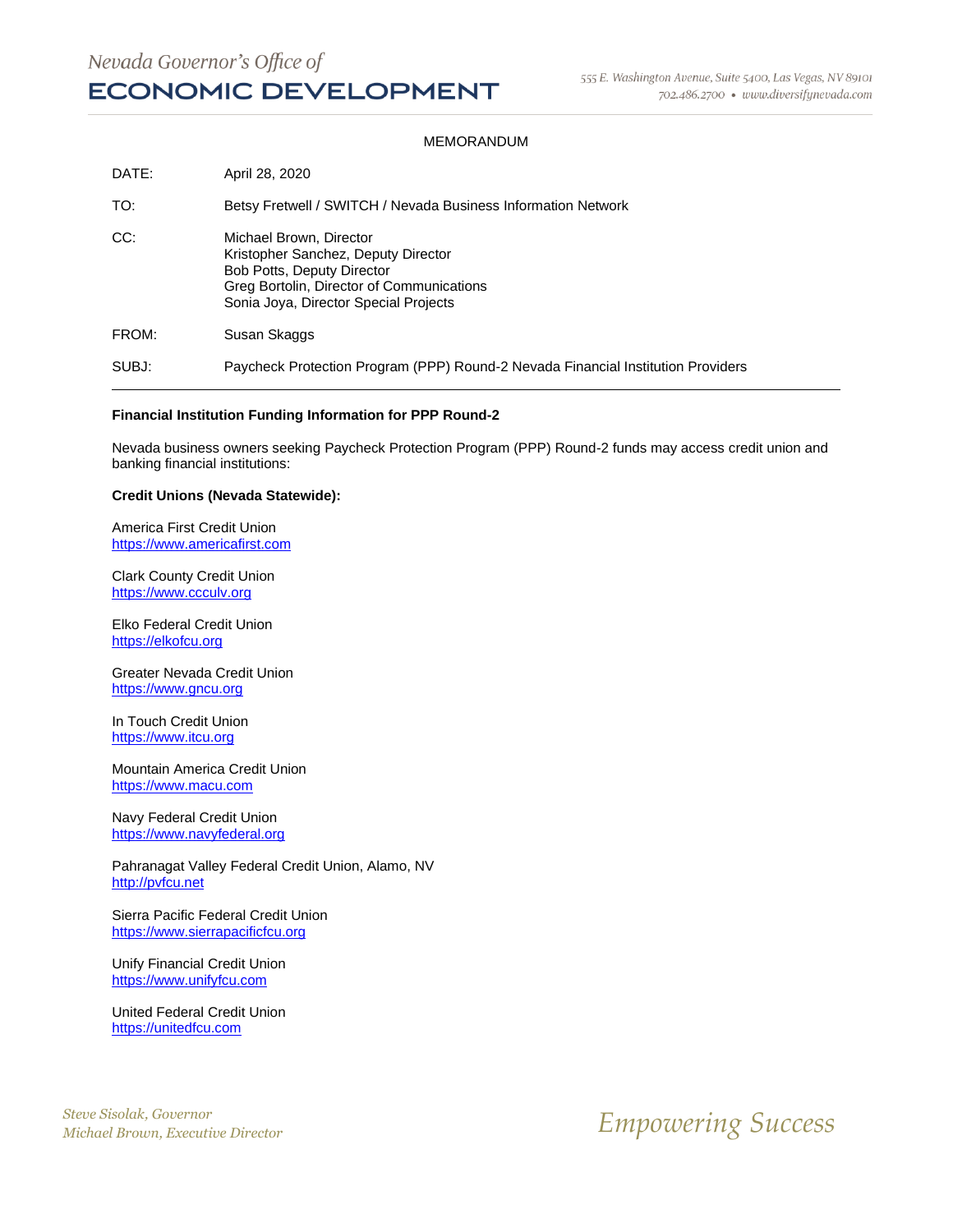Nevada Governor's Office of
# ECONOMIC DEVELOPMENT

555 E. Washington Avenue, Suite 5400, Las Vegas, NV 89101
702.486.2700 • www.diversifynevada.com

MEMORANDUM

| | |
|---|---|
| DATE: | April 28, 2020 |
| TO: | Betsy Fretwell / SWITCH / Nevada Business Information Network |
| CC: | Michael Brown, Director<br>Kristopher Sanchez, Deputy Director<br>Bob Potts, Deputy Director<br>Greg Bortolin, Director of Communications<br>Sonia Joya, Director Special Projects |
| FROM: | Susan Skaggs |
| SUBJ: | Paycheck Protection Program (PPP) Round-2 Nevada Financial Institution Providers |

---

**Financial Institution Funding Information for PPP Round-2**

Nevada business owners seeking Paycheck Protection Program (PPP) Round-2 funds may access credit union and banking financial institutions:

**Credit Unions (Nevada Statewide):**

America First Credit Union
https://www.americafirst.com

Clark County Credit Union
https://www.ccculv.org

Elko Federal Credit Union
https://elkofcu.org

Greater Nevada Credit Union
https://www.gncu.org

In Touch Credit Union
https://www.itcu.org

Mountain America Credit Union
https://www.macu.com

Navy Federal Credit Union
https://www.navyfederal.org

Pahranagat Valley Federal Credit Union, Alamo, NV
http://pvfcu.net

Sierra Pacific Federal Credit Union
https://www.sierrapacificfcu.org

Unify Financial Credit Union
https://www.unifyfcu.com

United Federal Credit Union
https://unitedfcu.com

*Steve Sisolak, Governor*
*Michael Brown, Executive Director*

*Empowering Success*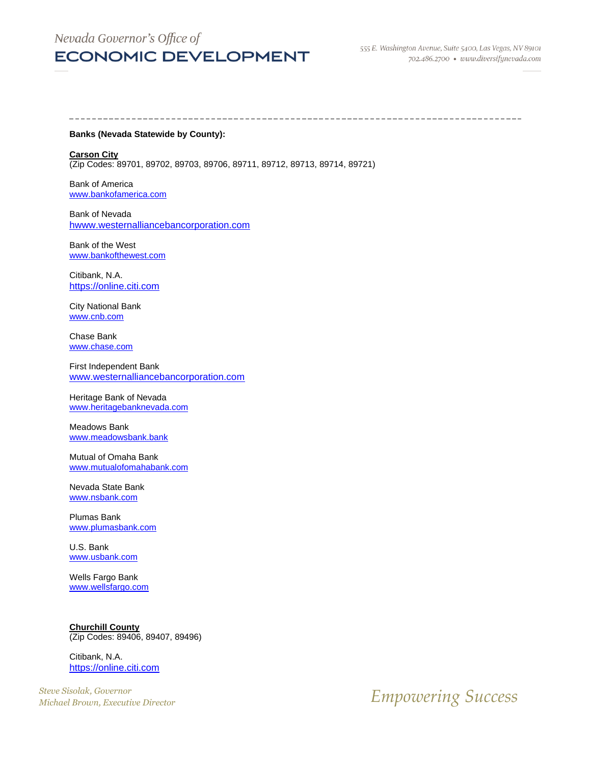**Banks (Nevada Statewide by County):**

**Carson City**
(Zip Codes: 89701, 89702, 89703, 89706, 89711, 89712, 89713, 89714, 89721)

Bank of America
www.bankofamerica.com

Bank of Nevada
hwww.westernalliancebancorporation.com

Bank of the West
www.bankofthewest.com

Citibank, N.A.
https://online.citi.com

City National Bank
www.cnb.com

Chase Bank
www.chase.com

First Independent Bank
www.westernalliancebancorporation.com

Heritage Bank of Nevada
www.heritagebanknevada.com

Meadows Bank
www.meadowsbank.bank

Mutual of Omaha Bank
www.mutualofomahabank.com

Nevada State Bank
www.nsbank.com

Plumas Bank
www.plumasbank.com

U.S. Bank
www.usbank.com

Wells Fargo Bank
www.wellsfargo.com

**Churchill County**
(Zip Codes: 89406, 89407, 89496)

Citibank, N.A.
https://online.citi.com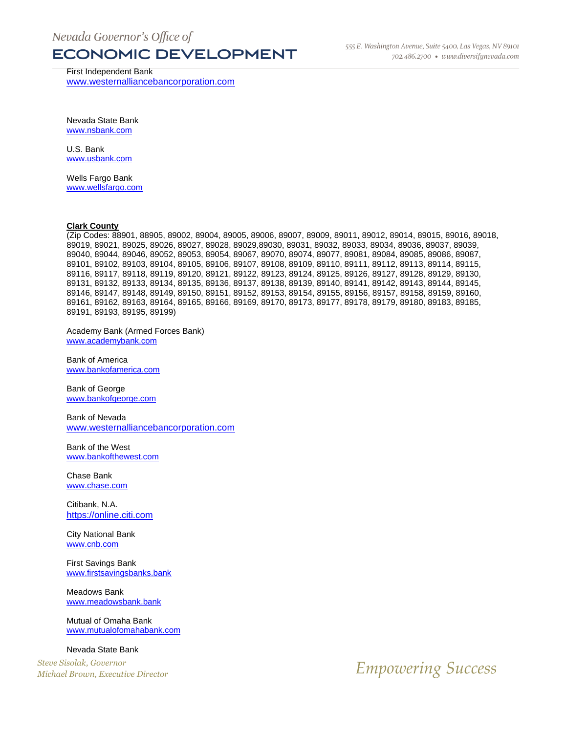First Independent Bank
www.westernalliancebancorporation.com

Nevada State Bank
www.nsbank.com

U.S. Bank
www.usbank.com

Wells Fargo Bank
www.wellsfargo.com

**Clark County**
(Zip Codes: 88901, 88905, 89002, 89004, 89005, 89006, 89007, 89009, 89011, 89012, 89014, 89015, 89016, 89018, 89019, 89021, 89025, 89026, 89027, 89028, 89029,89030, 89031, 89032, 89033, 89034, 89036, 89037, 89039, 89040, 89044, 89046, 89052, 89053, 89054, 89067, 89070, 89074, 89077, 89081, 89084, 89085, 89086, 89087, 89101, 89102, 89103, 89104, 89105, 89106, 89107, 89108, 89109, 89110, 89111, 89112, 89113, 89114, 89115, 89116, 89117, 89118, 89119, 89120, 89121, 89122, 89123, 89124, 89125, 89126, 89127, 89128, 89129, 89130, 89131, 89132, 89133, 89134, 89135, 89136, 89137, 89138, 89139, 89140, 89141, 89142, 89143, 89144, 89145, 89146, 89147, 89148, 89149, 89150, 89151, 89152, 89153, 89154, 89155, 89156, 89157, 89158, 89159, 89160, 89161, 89162, 89163, 89164, 89165, 89166, 89169, 89170, 89173, 89177, 89178, 89179, 89180, 89183, 89185, 89191, 89193, 89195, 89199)

Academy Bank (Armed Forces Bank)
www.academybank.com

Bank of America
www.bankofamerica.com

Bank of George
www.bankofgeorge.com

Bank of Nevada
www.westernalliancebancorporation.com

Bank of the West
www.bankofthewest.com

Chase Bank
www.chase.com

Citibank, N.A.
https://online.citi.com

City National Bank
www.cnb.com

First Savings Bank
www.firstsavingsbanks.bank

Meadows Bank
www.meadowsbank.bank

Mutual of Omaha Bank
www.mutualofomahabank.com

Nevada State Bank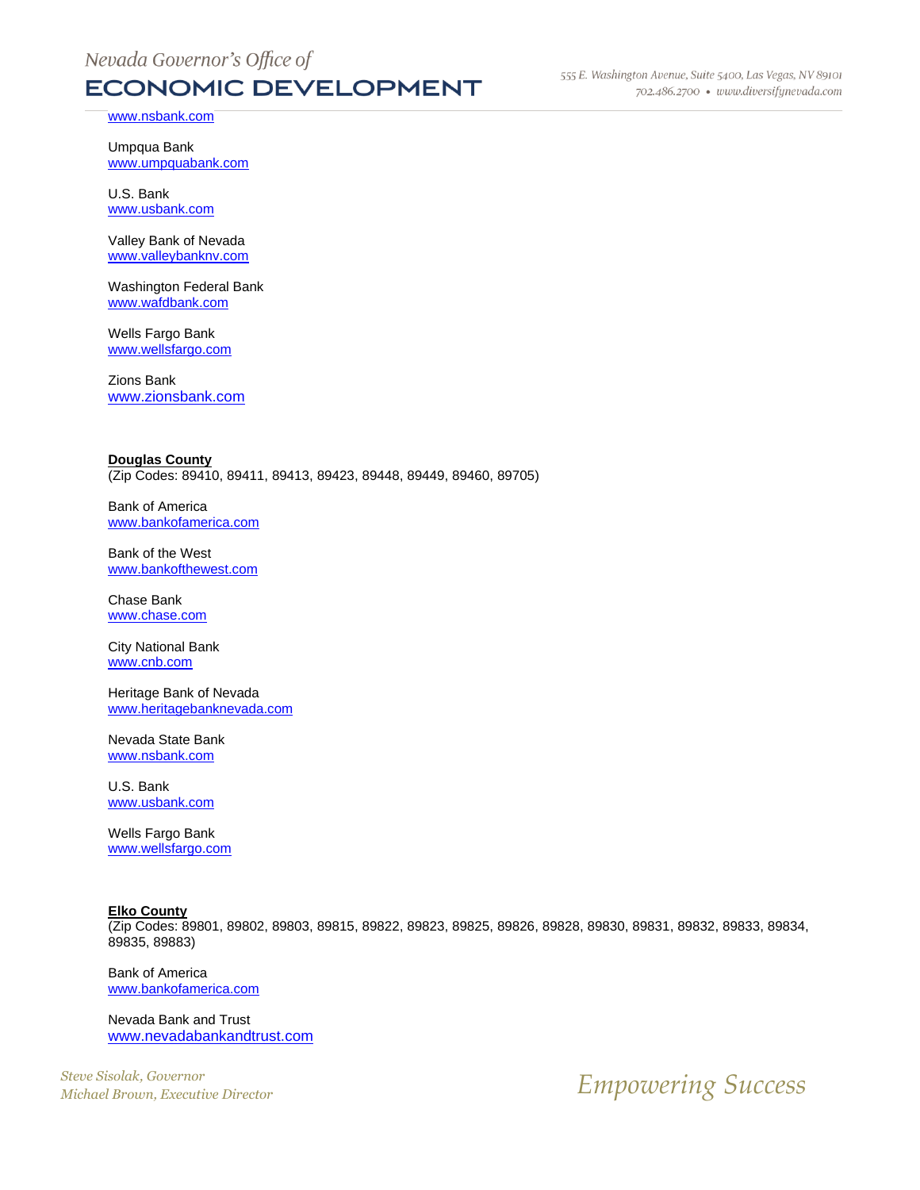www.nsbank.com

Umpqua Bank
www.umpquabank.com

U.S. Bank
www.usbank.com

Valley Bank of Nevada
www.valleybanknv.com

Washington Federal Bank
www.wafdbank.com

Wells Fargo Bank
www.wellsfargo.com

Zions Bank
www.zionsbank.com

**Douglas County**
(Zip Codes: 89410, 89411, 89413, 89423, 89448, 89449, 89460, 89705)

Bank of America
www.bankofamerica.com

Bank of the West
www.bankofthewest.com

Chase Bank
www.chase.com

City National Bank
www.cnb.com

Heritage Bank of Nevada
www.heritagebanknevada.com

Nevada State Bank
www.nsbank.com

U.S. Bank
www.usbank.com

Wells Fargo Bank
www.wellsfargo.com

**Elko County**
(Zip Codes: 89801, 89802, 89803, 89815, 89822, 89823, 89825, 89826, 89828, 89830, 89831, 89832, 89833, 89834, 89835, 89883)

Bank of America
www.bankofamerica.com

Nevada Bank and Trust
www.nevadabankandtrust.com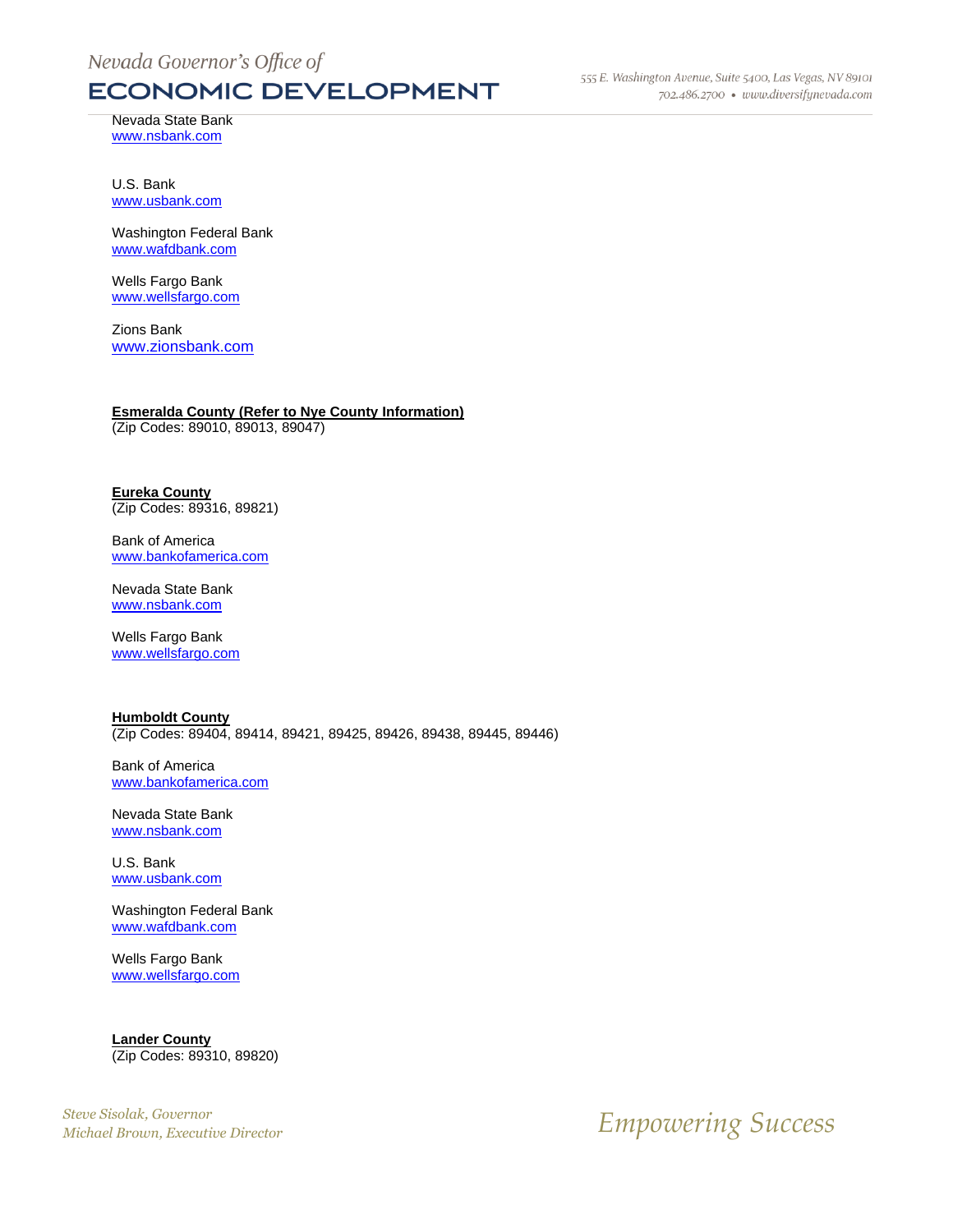Nevada State Bank
www.nsbank.com

U.S. Bank
www.usbank.com

Washington Federal Bank
www.wafdbank.com

Wells Fargo Bank
www.wellsfargo.com

Zions Bank
www.zionsbank.com

**Esmeralda County (Refer to Nye County Information)**
(Zip Codes: 89010, 89013, 89047)

**Eureka County**
(Zip Codes: 89316, 89821)

Bank of America
www.bankofamerica.com

Nevada State Bank
www.nsbank.com

Wells Fargo Bank
www.wellsfargo.com

**Humboldt County**
(Zip Codes: 89404, 89414, 89421, 89425, 89426, 89438, 89445, 89446)

Bank of America
www.bankofamerica.com

Nevada State Bank
www.nsbank.com

U.S. Bank
www.usbank.com

Washington Federal Bank
www.wafdbank.com

Wells Fargo Bank
www.wellsfargo.com

**Lander County**
(Zip Codes: 89310, 89820)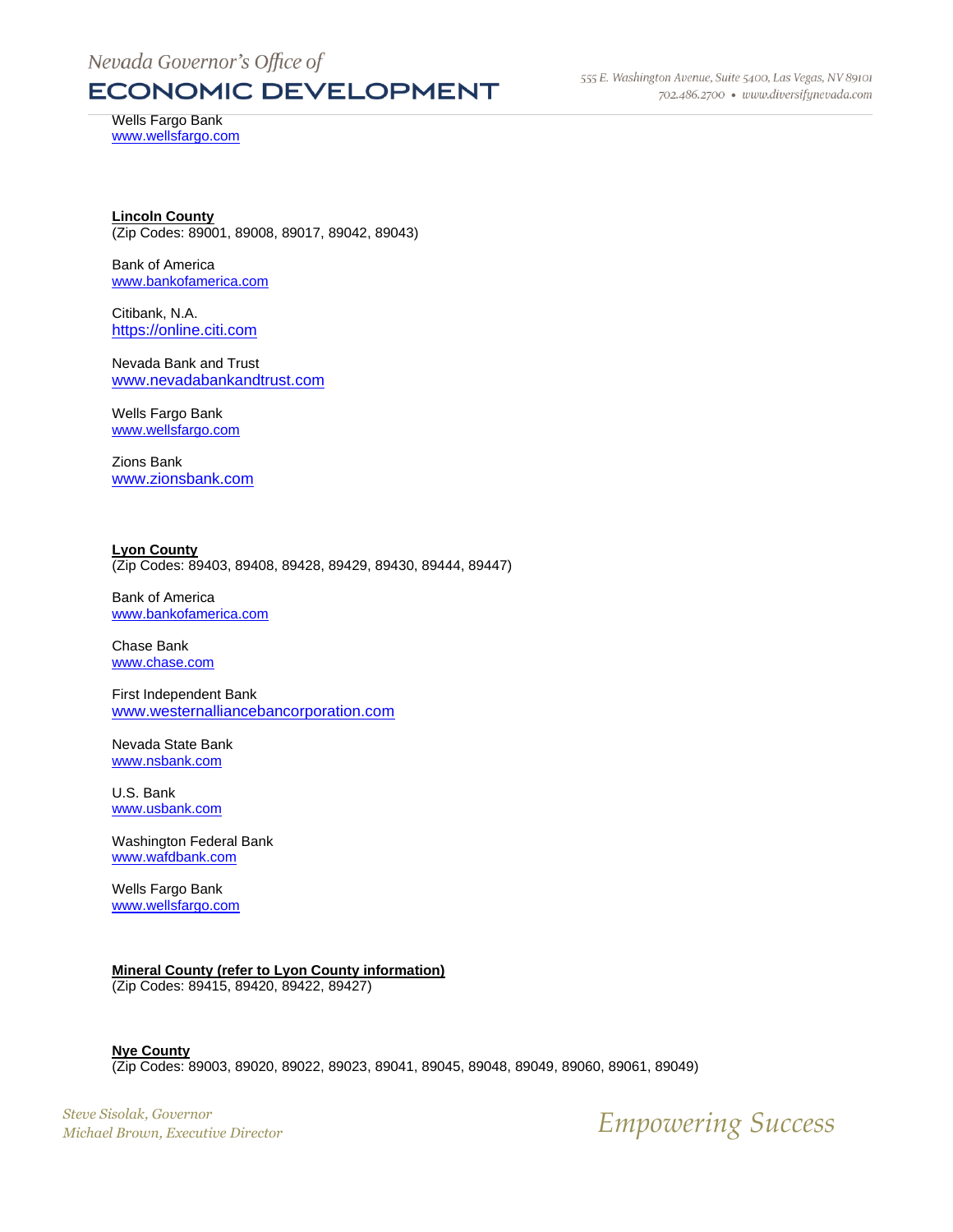Wells Fargo Bank
www.wellsfargo.com

**Lincoln County**
(Zip Codes: 89001, 89008, 89017, 89042, 89043)

Bank of America
www.bankofamerica.com

Citibank, N.A.
https://online.citi.com

Nevada Bank and Trust
www.nevadabankandtrust.com

Wells Fargo Bank
www.wellsfargo.com

Zions Bank
www.zionsbank.com

**Lyon County**
(Zip Codes: 89403, 89408, 89428, 89429, 89430, 89444, 89447)

Bank of America
www.bankofamerica.com

Chase Bank
www.chase.com

First Independent Bank
www.westernalliancebancorporation.com

Nevada State Bank
www.nsbank.com

U.S. Bank
www.usbank.com

Washington Federal Bank
www.wafdbank.com

Wells Fargo Bank
www.wellsfargo.com

**Mineral County (refer to Lyon County information)**
(Zip Codes: 89415, 89420, 89422, 89427)

**Nye County**
(Zip Codes: 89003, 89020, 89022, 89023, 89041, 89045, 89048, 89049, 89060, 89061, 89049)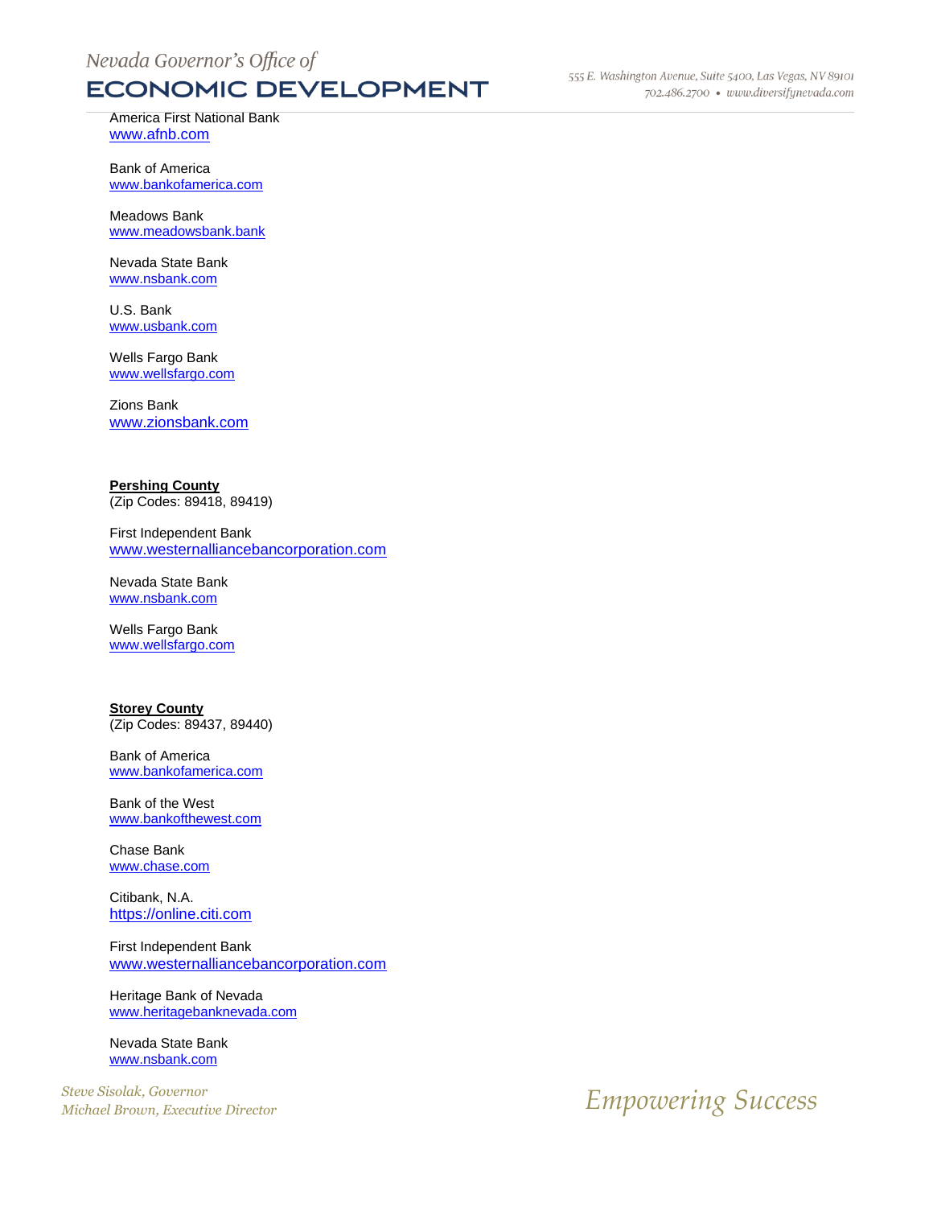America First National Bank
www.afnb.com

Bank of America
www.bankofamerica.com

Meadows Bank
www.meadowsbank.bank

Nevada State Bank
www.nsbank.com

U.S. Bank
www.usbank.com

Wells Fargo Bank
www.wellsfargo.com

Zions Bank
www.zionsbank.com

**Pershing County**
(Zip Codes: 89418, 89419)

First Independent Bank
www.westernalliancebancorporation.com

Nevada State Bank
www.nsbank.com

Wells Fargo Bank
www.wellsfargo.com

**Storey County**
(Zip Codes: 89437, 89440)

Bank of America
www.bankofamerica.com

Bank of the West
www.bankofthewest.com

Chase Bank
www.chase.com

Citibank, N.A.
https://online.citi.com

First Independent Bank
www.westernalliancebancorporation.com

Heritage Bank of Nevada
www.heritagebanknevada.com

Nevada State Bank
www.nsbank.com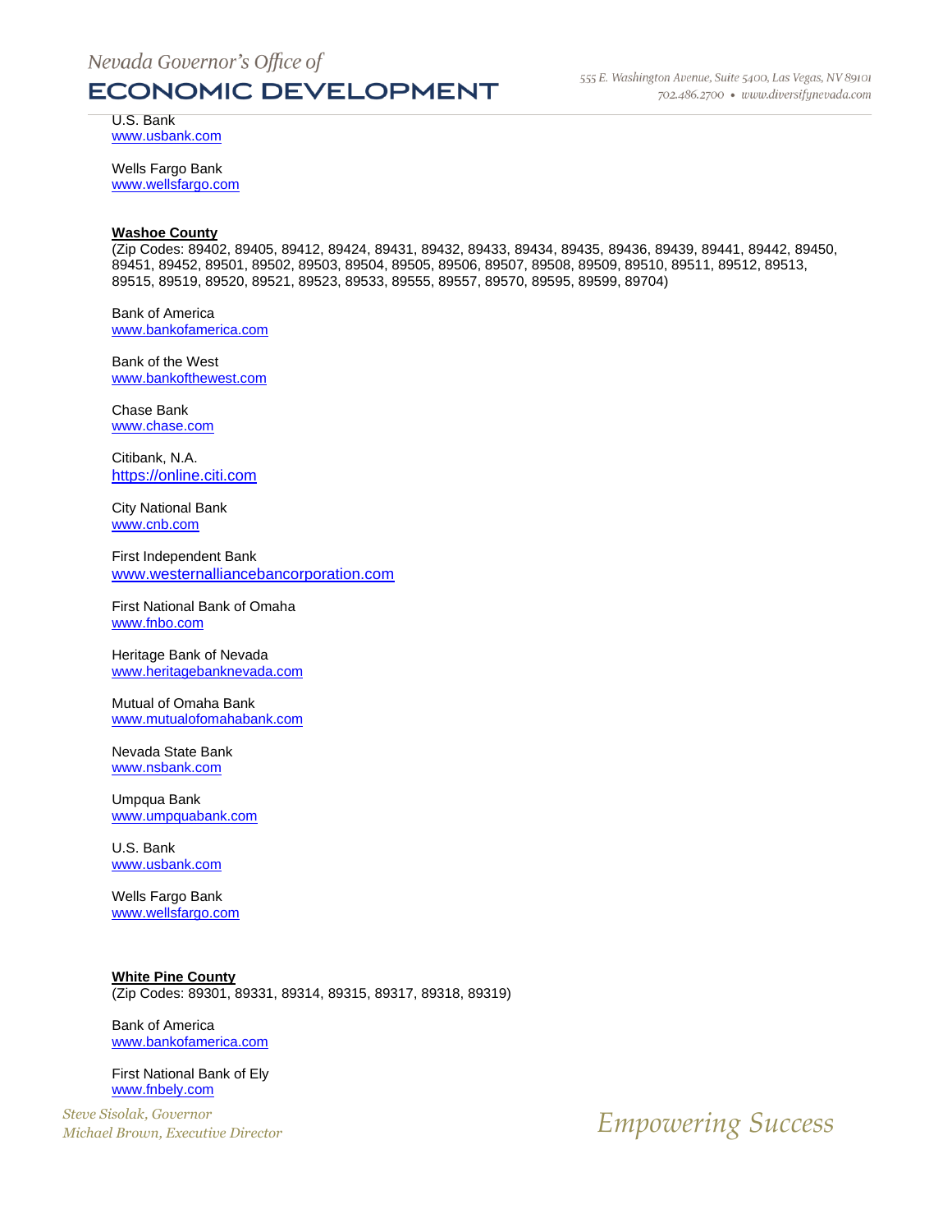U.S. Bank
www.usbank.com

Wells Fargo Bank
www.wellsfargo.com

**Washoe County**
(Zip Codes: 89402, 89405, 89412, 89424, 89431, 89432, 89433, 89434, 89435, 89436, 89439, 89441, 89442, 89450, 89451, 89452, 89501, 89502, 89503, 89504, 89505, 89506, 89507, 89508, 89509, 89510, 89511, 89512, 89513, 89515, 89519, 89520, 89521, 89523, 89533, 89555, 89557, 89570, 89595, 89599, 89704)

Bank of America
www.bankofamerica.com

Bank of the West
www.bankofthewest.com

Chase Bank
www.chase.com

Citibank, N.A.
https://online.citi.com

City National Bank
www.cnb.com

First Independent Bank
www.westernalliancebancorporation.com

First National Bank of Omaha
www.fnbo.com

Heritage Bank of Nevada
www.heritagebanknevada.com

Mutual of Omaha Bank
www.mutualofomahabank.com

Nevada State Bank
www.nsbank.com

Umpqua Bank
www.umpquabank.com

U.S. Bank
www.usbank.com

Wells Fargo Bank
www.wellsfargo.com

**White Pine County**
(Zip Codes: 89301, 89331, 89314, 89315, 89317, 89318, 89319)

Bank of America
www.bankofamerica.com

First National Bank of Ely
www.fnbely.com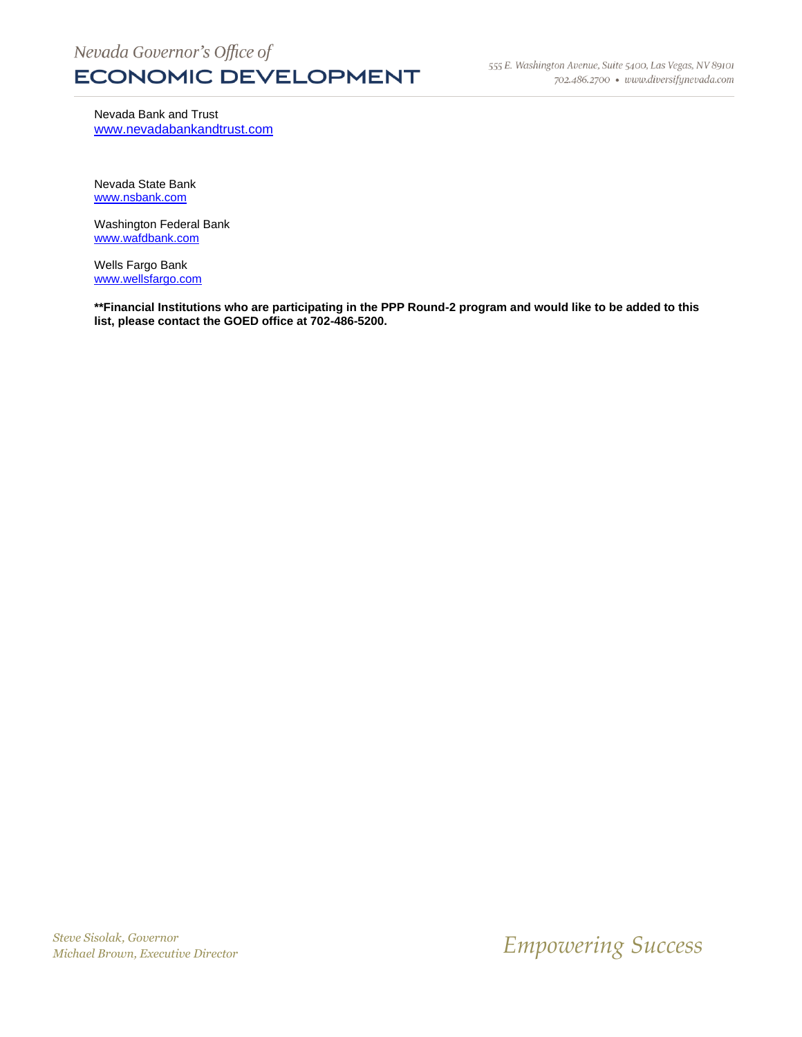Nevada Bank and Trust
www.nevadabankandtrust.com

Nevada State Bank
www.nsbank.com

Washington Federal Bank
www.wafdbank.com

Wells Fargo Bank
www.wellsfargo.com

****Financial Institutions who are participating in the PPP Round-2 program and would like to be added to this list, please contact the GOED office at 702-486-5200.**